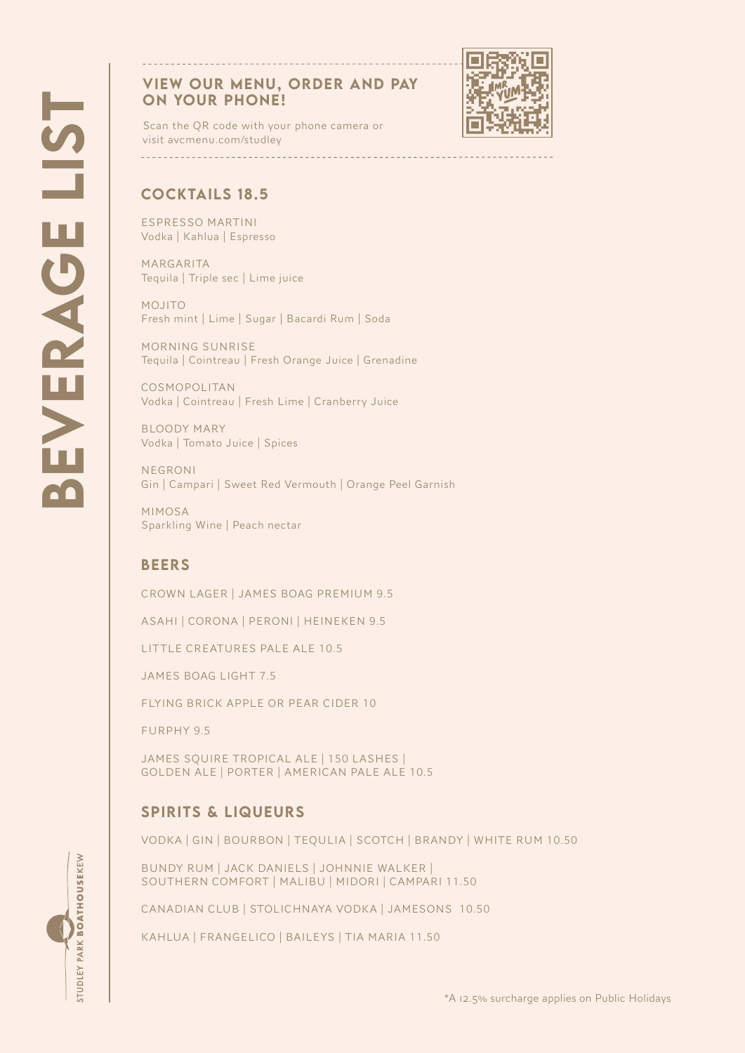# BEVERAGE LIST

## VIEW OUR MENU, ORDER AND PAY ON YOUR PHONE!

Scan the QR code with your phone camera or visit avcmenu.com/studley

## COCKTAILS 18.5

ESPRESSO MARTINI
Vodka | Kahlua | Espresso

MARGARITA
Tequila | Triple sec | Lime juice

MOJITO
Fresh mint | Lime | Sugar | Bacardi Rum | Soda

MORNING SUNRISE
Tequila | Cointreau | Fresh Orange Juice | Grenadine

COSMOPOLITAN
Vodka | Cointreau | Fresh Lime | Cranberry Juice

BLOODY MARY
Vodka | Tomato Juice | Spices

NEGRONI
Gin | Campari | Sweet Red Vermouth | Orange Peel Garnish

MIMOSA
Sparkling Wine | Peach nectar

## BEERS

CROWN LAGER | JAMES BOAG PREMIUM 9.5

ASAHI | CORONA | PERONI | HEINEKEN 9.5

LITTLE CREATURES PALE ALE 10.5

JAMES BOAG LIGHT 7.5

FLYING BRICK APPLE OR PEAR CIDER 10

FURPHY 9.5

JAMES SQUIRE TROPICAL ALE | 150 LASHES | GOLDEN ALE | PORTER | AMERICAN PALE ALE 10.5

## SPIRITS & LIQUEURS

VODKA | GIN | BOURBON | TEQULIA | SCOTCH | BRANDY | WHITE RUM 10.50

BUNDY RUM | JACK DANIELS | JOHNNIE WALKER | SOUTHERN COMFORT | MALIBU | MIDORI | CAMPARI 11.50

CANADIAN CLUB | STOLICHNAYA VODKA | JAMESONS 10.50

KAHLUA | FRANGELICO | BAILEYS | TIA MARIA 11.50

STUDLEY PARK BOATHOUSE KEW

*A 12.5% surcharge applies on Public Holidays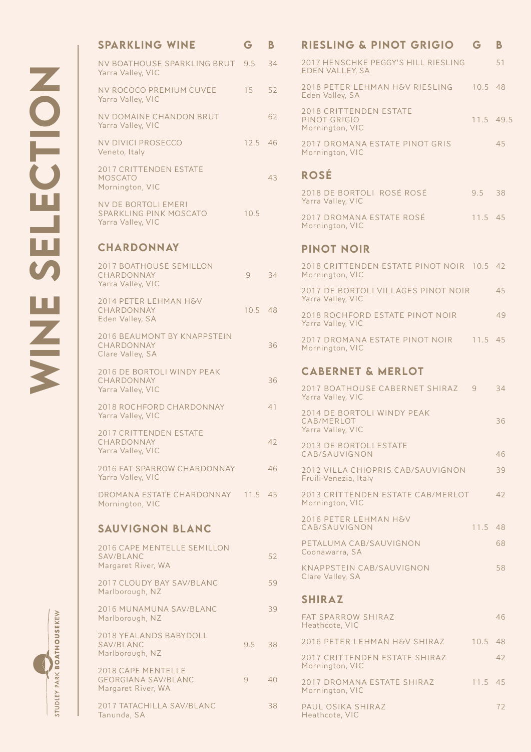# WINE SELECTION

## SPARKLING WINE

| | G | B |
|---|---|---|
| NV BOATHOUSE SPARKLING BRUT<br>Yarra Valley, VIC | 9.5 | 34 |
| NV ROCOCO PREMIUM CUVEE<br>Yarra Valley, VIC | 15 | 52 |
| NV DOMAINE CHANDON BRUT<br>Yarra Valley, VIC | | 62 |
| NV DIVICI PROSECCO<br>Veneto, Italy | 12.5 | 46 |
| 2017 CRITTENDEN ESTATE MOSCATO<br>Mornington, VIC | | 43 |
| NV DE BORTOLI EMERI SPARKLING PINK MOSCATO<br>Yarra Valley, VIC | 10.5 | |

## CHARDONNAY

| | G | B |
|---|---|---|
| 2017 BOATHOUSE SEMILLON CHARDONNAY<br>Yarra Valley, VIC | 9 | 34 |
| 2014 PETER LEHMAN H&V CHARDONNAY<br>Eden Valley, SA | 10.5 | 48 |
| 2016 BEAUMONT BY KNAPPSTEIN CHARDONNAY<br>Clare Valley, SA | | 36 |
| 2016 DE BORTOLI WINDY PEAK CHARDONNAY<br>Yarra Valley, VIC | | 36 |
| 2018 ROCHFORD CHARDONNAY<br>Yarra Valley, VIC | | 41 |
| 2017 CRITTENDEN ESTATE CHARDONNAY<br>Yarra Valley, VIC | | 42 |
| 2016 FAT SPARROW CHARDONNAY<br>Yarra Valley, VIC | | 46 |
| DROMANA ESTATE CHARDONNAY<br>Mornington, VIC | 11.5 | 45 |

## SAUVIGNON BLANC

| | G | B |
|---|---|---|
| 2016 CAPE MENTELLE SEMILLON SAV/BLANC<br>Margaret River, WA | | 52 |
| 2017 CLOUDY BAY SAV/BLANC<br>Marlborough, NZ | | 59 |
| 2016 MUNAMUNA SAV/BLANC<br>Marlborough, NZ | | 39 |
| 2018 YEALANDS BABYDOLL SAV/BLANC<br>Marlborough, NZ | 9.5 | 38 |
| 2018 CAPE MENTELLE GEORGIANA SAV/BLANC<br>Margaret River, WA | 9 | 40 |
| 2017 TATACHILLA SAV/BLANC<br>Tanunda, SA | | 38 |

## RIESLING & PINOT GRIGIO

| | G | B |
|---|---|---|
| 2017 HENSCHKE PEGGY'S HILL RIESLING<br>EDEN VALLEY, SA | | 51 |
| 2018 PETER LEHMAN H&V RIESLING<br>Eden Valley, SA | 10.5 | 48 |
| 2018 CRITTENDEN ESTATE PINOT GRIGIO<br>Mornington, VIC | 11.5 | 49.5 |
| 2017 DROMANA ESTATE PINOT GRIS<br>Mornington, VIC | | 45 |

## ROSÉ

| | G | B |
|---|---|---|
| 2018 DE BORTOLI ROSÉ ROSÉ<br>Yarra Valley, VIC | 9.5 | 38 |
| 2017 DROMANA ESTATE ROSÉ<br>Mornington, VIC | 11.5 | 45 |

## PINOT NOIR

| | G | B |
|---|---|---|
| 2018 CRITTENDEN ESTATE PINOT NOIR<br>Mornington, VIC | 10.5 | 42 |
| 2017 DE BORTOLI VILLAGES PINOT NOIR<br>Yarra Valley, VIC | | 45 |
| 2018 ROCHFORD ESTATE PINOT NOIR<br>Yarra Valley, VIC | | 49 |
| 2017 DROMANA ESTATE PINOT NOIR<br>Mornington, VIC | 11.5 | 45 |

## CABERNET & MERLOT

| | G | B |
|---|---|---|
| 2017 BOATHOUSE CABERNET SHIRAZ<br>Yarra Valley, VIC | 9 | 34 |
| 2014 DE BORTOLI WINDY PEAK CAB/MERLOT<br>Yarra Valley, VIC | | 36 |
| 2013 DE BORTOLI ESTATE CAB/SAUVIGNON | | 46 |
| 2012 VILLA CHIOPRIS CAB/SAUVIGNON<br>Fruili-Venezia, Italy | | 39 |
| 2013 CRITTENDEN ESTATE CAB/MERLOT<br>Mornington, VIC | | 42 |
| 2016 PETER LEHMAN H&V CAB/SAUVIGNON | 11.5 | 48 |
| PETALUMA CAB/SAUVIGNON<br>Coonawarra, SA | | 68 |
| KNAPPSTEIN CAB/SAUVIGNON<br>Clare Valley, SA | | 58 |

## SHIRAZ

| | G | B |
|---|---|---|
| FAT SPARROW SHIRAZ<br>Heathcote, VIC | | 46 |
| 2016 PETER LEHMAN H&V SHIRAZ | 10.5 | 48 |
| 2017 CRITTENDEN ESTATE SHIRAZ<br>Mornington, VIC | | 42 |
| 2017 DROMANA ESTATE SHIRAZ<br>Mornington, VIC | 11.5 | 45 |
| PAUL OSIKA SHIRAZ<br>Heathcote, VIC | | 72 |

STUDLEY PARK BOATHOUSE KEW